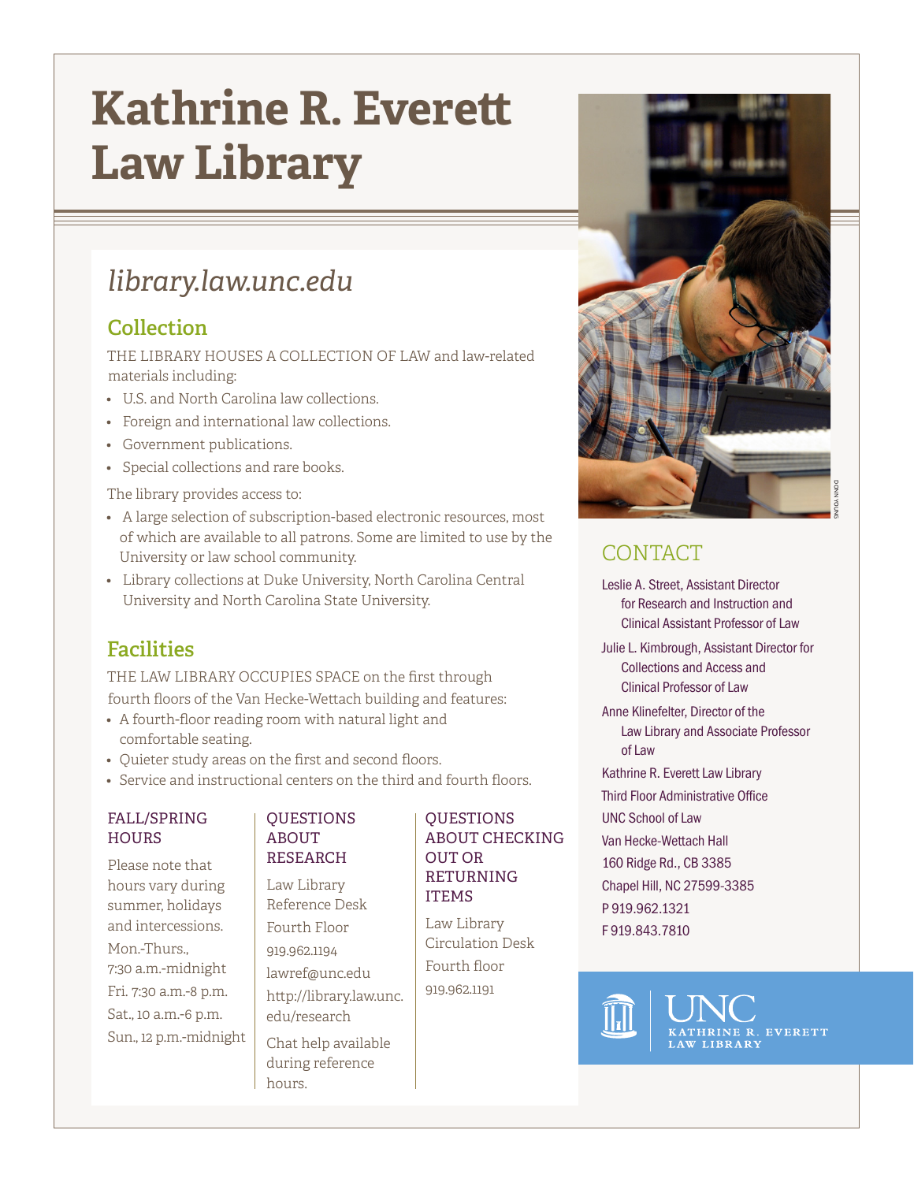// Document: Library flyer (Source image)
# Kathrine R. Everett Law Library

*library.law.unc.edu*

## Collection

THE LIBRARY HOUSES A COLLECTION OF LAW and law-related materials including:

- U.S. and North Carolina law collections.
- Foreign and international law collections.
- Government publications.
- Special collections and rare books.

The library provides access to:

- A large selection of subscription-based electronic resources, most of which are available to all patrons. Some are limited to use by the University or law school community.
- Library collections at Duke University, North Carolina Central University and North Carolina State University.

## Facilities

THE LAW LIBRARY OCCUPIES SPACE on the first through fourth floors of the Van Hecke-Wettach building and features:

- A fourth-floor reading room with natural light and comfortable seating.
- Quieter study areas on the first and second floors.
- Service and instructional centers on the third and fourth floors.

### FALL/SPRING HOURS

Please note that hours vary during summer, holidays and intercessions.

Mon.-Thurs., 7:30 a.m.-midnight

Fri. 7:30 a.m.-8 p.m.

Sat., 10 a.m.-6 p.m.

Sun., 12 p.m.-midnight

### QUESTIONS ABOUT RESEARCH

Law Library Reference Desk

Fourth Floor

919.962.1194

lawref@unc.edu

http://library.law.unc.edu/research

Chat help available during reference hours.

### QUESTIONS ABOUT CHECKING OUT OR RETURNING ITEMS

Law Library Circulation Desk

Fourth floor

919.962.1191

DONN YOUNG

## CONTACT

Leslie A. Street, Assistant Director for Research and Instruction and Clinical Assistant Professor of Law

Julie L. Kimbrough, Assistant Director for Collections and Access and Clinical Professor of Law

Anne Klinefelter, Director of the Law Library and Associate Professor of Law

Kathrine R. Everett Law Library
Third Floor Administrative Office
UNC School of Law
Van Hecke-Wettach Hall
160 Ridge Rd., CB 3385
Chapel Hill, NC 27599-3385
P 919.962.1321
F 919.843.7810

UNC KATHRINE R. EVERETT LAW LIBRARY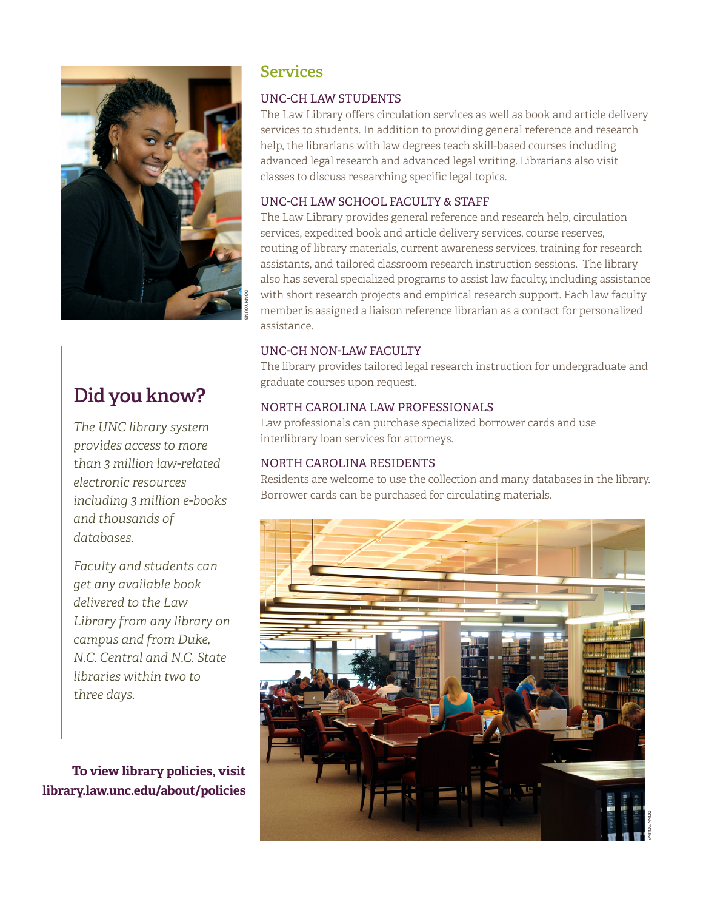## Services

### UNC-CH LAW STUDENTS

The Law Library offers circulation services as well as book and article delivery services to students. In addition to providing general reference and research help, the librarians with law degrees teach skill-based courses including advanced legal research and advanced legal writing. Librarians also visit classes to discuss researching specific legal topics.

### UNC-CH LAW SCHOOL FACULTY & STAFF

The Law Library provides general reference and research help, circulation services, expedited book and article delivery services, course reserves, routing of library materials, current awareness services, training for research assistants, and tailored classroom research instruction sessions. The library also has several specialized programs to assist law faculty, including assistance with short research projects and empirical research support. Each law faculty member is assigned a liaison reference librarian as a contact for personalized assistance.

### UNC-CH NON-LAW FACULTY

The library provides tailored legal research instruction for undergraduate and graduate courses upon request.

### NORTH CAROLINA LAW PROFESSIONALS

Law professionals can purchase specialized borrower cards and use interlibrary loan services for attorneys.

### NORTH CAROLINA RESIDENTS

Residents are welcome to use the collection and many databases in the library. Borrower cards can be purchased for circulating materials.

## Did you know?

*The UNC library system provides access to more than 3 million law-related electronic resources including 3 million e-books and thousands of databases.*

*Faculty and students can get any available book delivered to the Law Library from any library on campus and from Duke, N.C. Central and N.C. State libraries within two to three days.*

**To view library policies, visit library.law.unc.edu/about/policies**